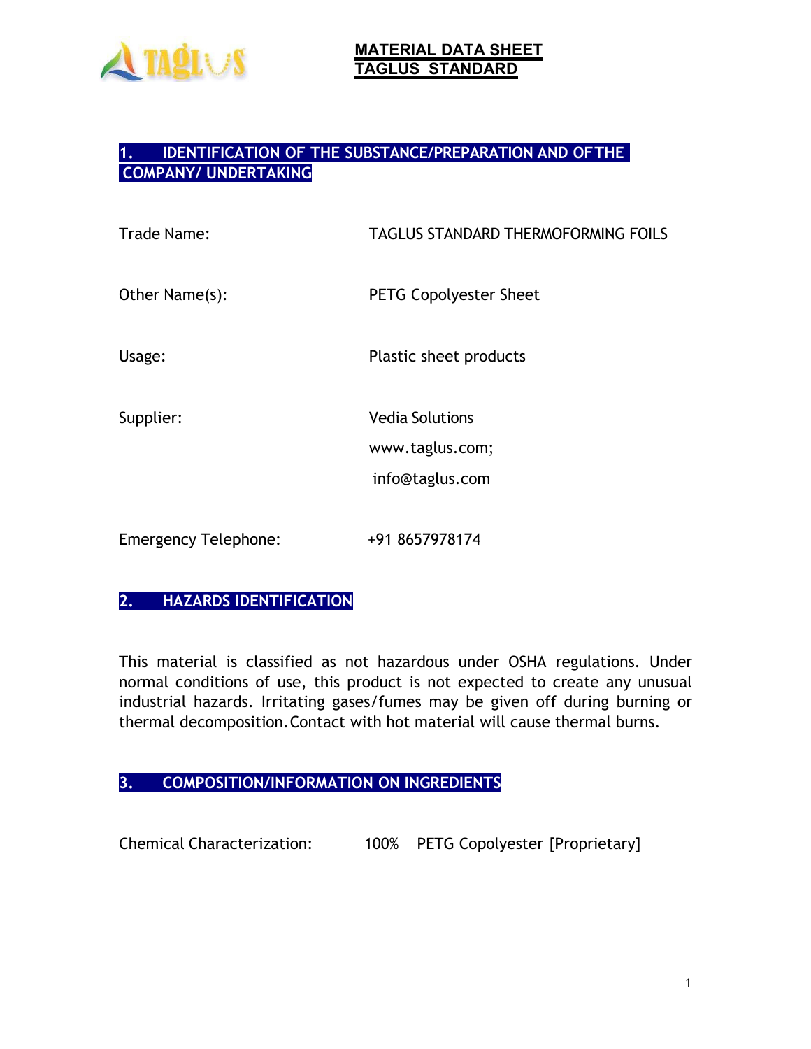# MATERIAL DATA SHEET
# TAGLUS STANDARD

## 1. IDENTIFICATION OF THE SUBSTANCE/PREPARATION AND OF THE COMPANY/ UNDERTAKING

Trade Name: TAGLUS STANDARD THERMOFORMING FOILS

Other Name(s): PETG Copolyester Sheet

Usage: Plastic sheet products

Supplier: Vedia Solutions
www.taglus.com;
info@taglus.com

Emergency Telephone: +91 8657978174

## 2. HAZARDS IDENTIFICATION

This material is classified as not hazardous under OSHA regulations. Under normal conditions of use, this product is not expected to create any unusual industrial hazards. Irritating gases/fumes may be given off during burning or thermal decomposition. Contact with hot material will cause thermal burns.

## 3. COMPOSITION/INFORMATION ON INGREDIENTS

Chemical Characterization: 100% PETG Copolyester [Proprietary]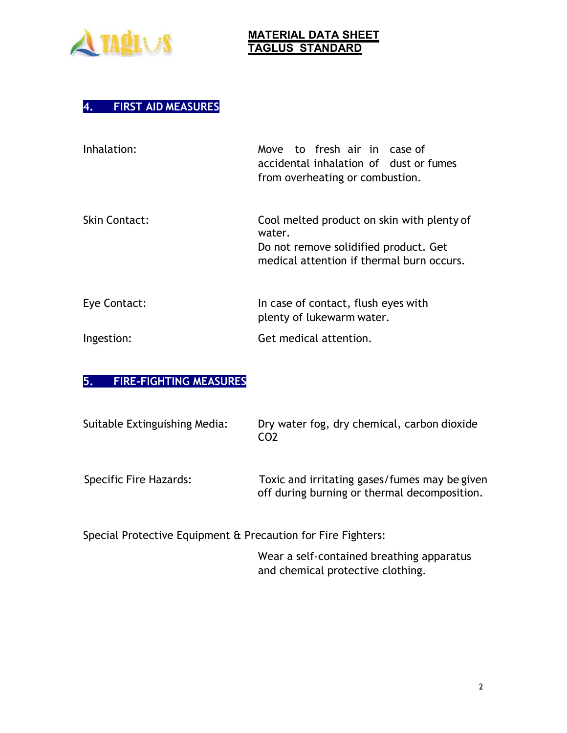## 4. FIRST AID MEASURES

| | |
|---|---|
| Inhalation: | Move to fresh air in case of accidental inhalation of dust or fumes from overheating or combustion. |
| Skin Contact: | Cool melted product on skin with plenty of water. Do not remove solidified product. Get medical attention if thermal burn occurs. |
| Eye Contact: | In case of contact, flush eyes with plenty of lukewarm water. |
| Ingestion: | Get medical attention. |

## 5. FIRE-FIGHTING MEASURES

| | |
|---|---|
| Suitable Extinguishing Media: | Dry water fog, dry chemical, carbon dioxide $CO_2$ |
| Specific Fire Hazards: | Toxic and irritating gases/fumes may be given off during burning or thermal decomposition. |

Special Protective Equipment & Precaution for Fire Fighters:

Wear a self-contained breathing apparatus and chemical protective clothing.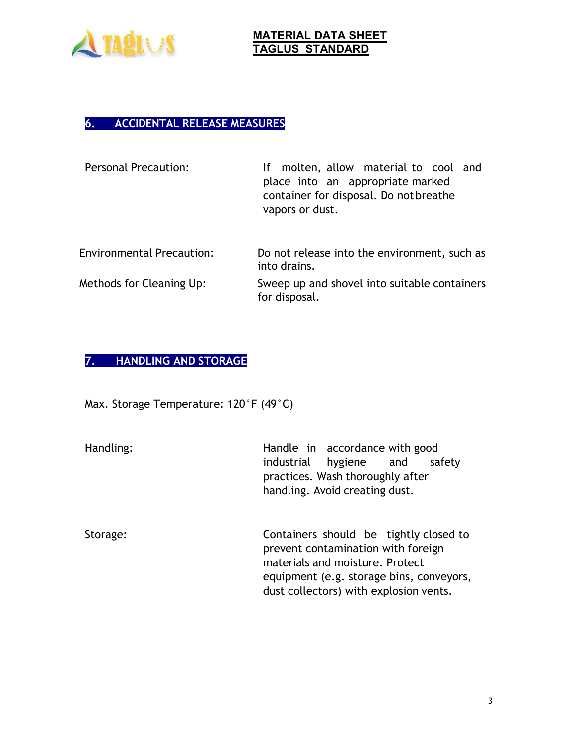## 6. ACCIDENTAL RELEASE MEASURES

| | |
|---|---|
| Personal Precaution: | If molten, allow material to cool and place into an appropriate marked container for disposal. Do not breathe vapors or dust. |
| Environmental Precaution: | Do not release into the environment, such as into drains. |
| Methods for Cleaning Up: | Sweep up and shovel into suitable containers for disposal. |

## 7. HANDLING AND STORAGE

Max. Storage Temperature: 120˚F (49˚C)

| | |
|---|---|
| Handling: | Handle in accordance with good industrial hygiene and safety practices. Wash thoroughly after handling. Avoid creating dust. |
| Storage: | Containers should be tightly closed to prevent contamination with foreign materials and moisture. Protect equipment (e.g. storage bins, conveyors, dust collectors) with explosion vents. |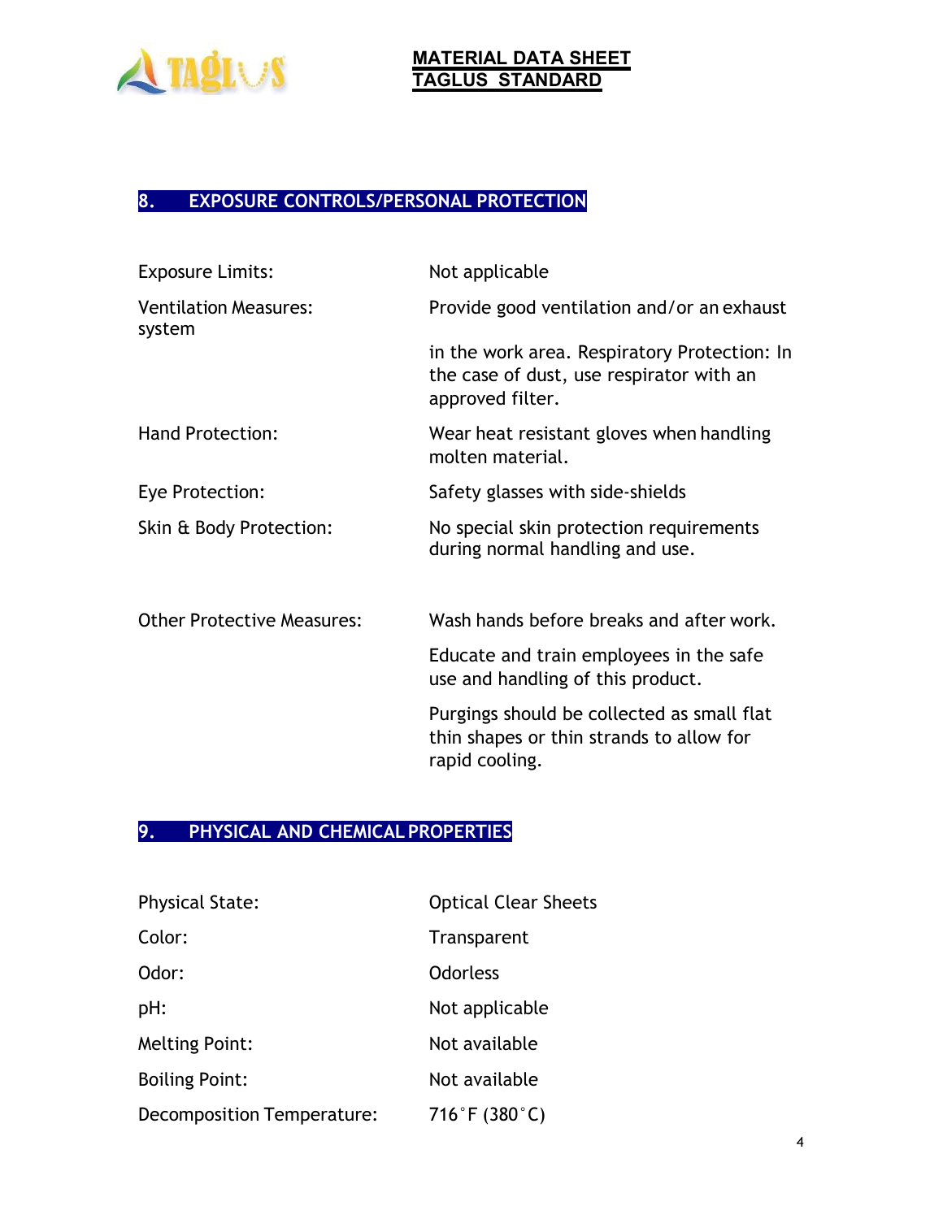## 8. EXPOSURE CONTROLS/PERSONAL PROTECTION

| | |
|---|---|
| Exposure Limits: | Not applicable |
| Ventilation Measures: system | Provide good ventilation and/or an exhaust in the work area. Respiratory Protection: In the case of dust, use respirator with an approved filter. |
| Hand Protection: | Wear heat resistant gloves when handling molten material. |
| Eye Protection: | Safety glasses with side-shields |
| Skin & Body Protection: | No special skin protection requirements during normal handling and use. |
| Other Protective Measures: | Wash hands before breaks and after work. Educate and train employees in the safe use and handling of this product. Purgings should be collected as small flat thin shapes or thin strands to allow for rapid cooling. |

## 9. PHYSICAL AND CHEMICAL PROPERTIES

| | |
|---|---|
| Physical State: | Optical Clear Sheets |
| Color: | Transparent |
| Odor: | Odorless |
| pH: | Not applicable |
| Melting Point: | Not available |
| Boiling Point: | Not available |
| Decomposition Temperature: | 716˚F (380˚C) |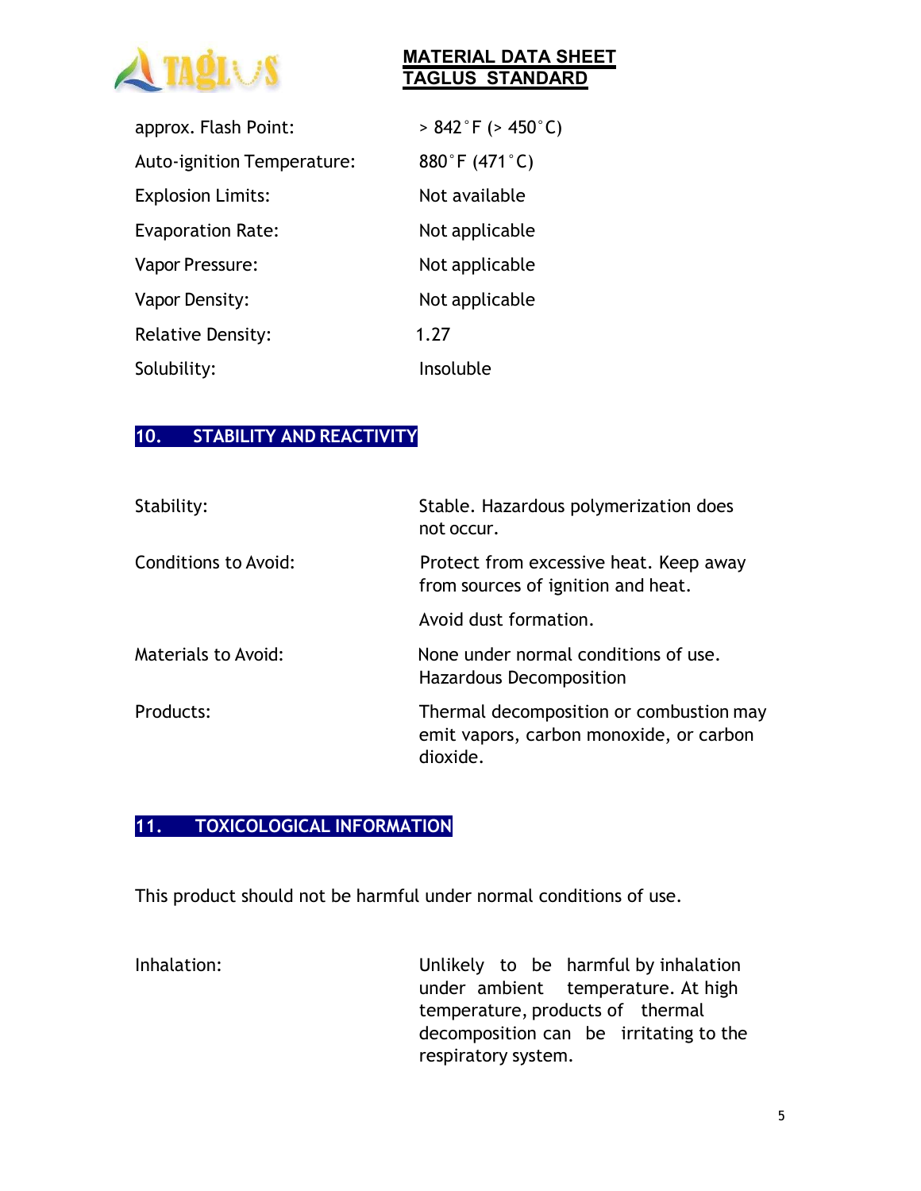| | |
|---|---|
| approx. Flash Point: | > 842˚F (> 450˚C) |
| Auto-ignition Temperature: | 880˚F (471˚C) |
| Explosion Limits: | Not available |
| Evaporation Rate: | Not applicable |
| Vapor Pressure: | Not applicable |
| Vapor Density: | Not applicable |
| Relative Density: | 1.27 |
| Solubility: | Insoluble |

## 10. STABILITY AND REACTIVITY

| | |
|---|---|
| Stability: | Stable. Hazardous polymerization does not occur. |
| Conditions to Avoid: | Protect from excessive heat. Keep away from sources of ignition and heat. Avoid dust formation. |
| Materials to Avoid: | None under normal conditions of use. Hazardous Decomposition |
| Products: | Thermal decomposition or combustion may emit vapors, carbon monoxide, or carbon dioxide. |

## 11. TOXICOLOGICAL INFORMATION

This product should not be harmful under normal conditions of use.

| | |
|---|---|
| Inhalation: | Unlikely to be harmful by inhalation under ambient temperature. At high temperature, products of thermal decomposition can be irritating to the respiratory system. |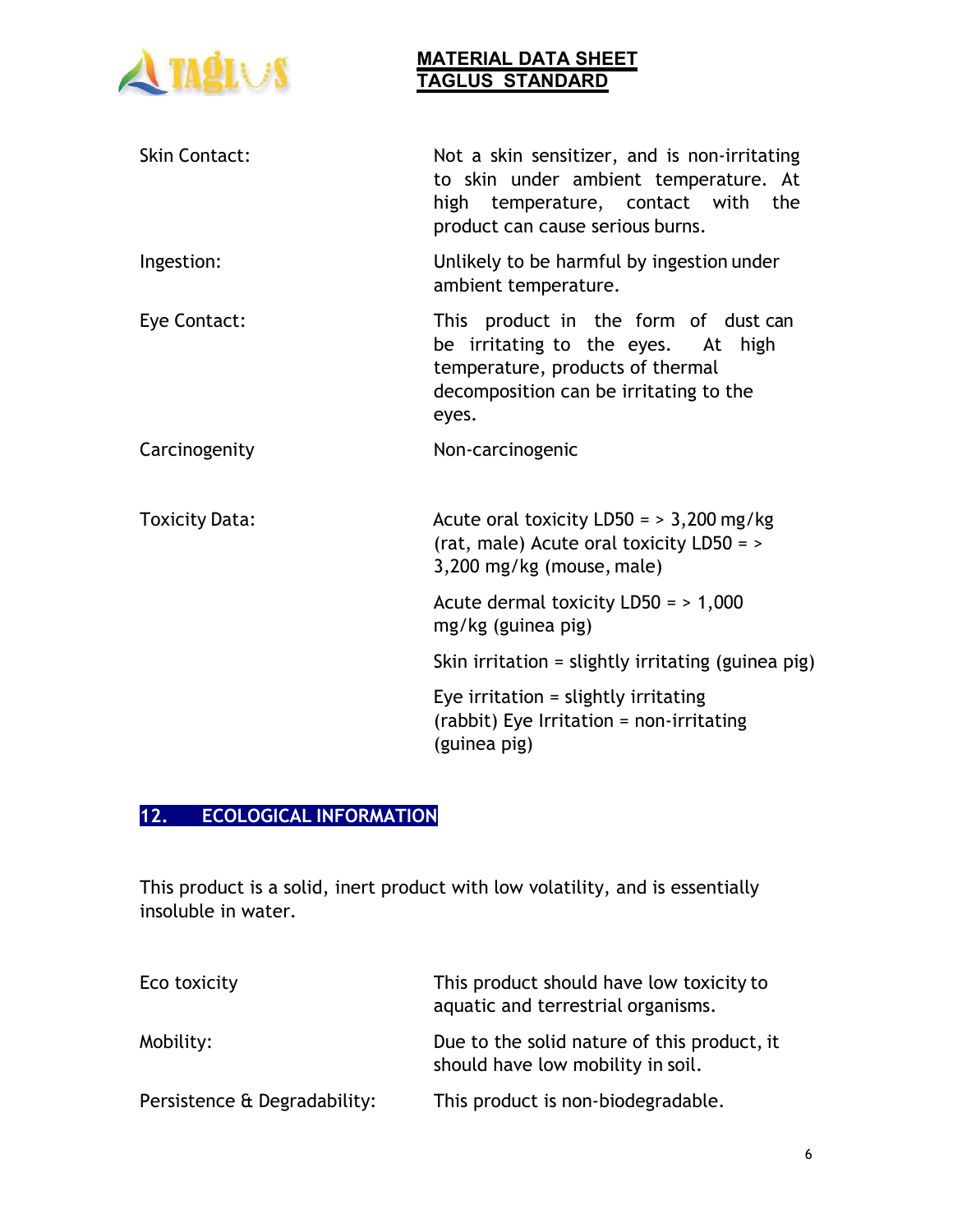| | |
|---|---|
| Skin Contact: | Not a skin sensitizer, and is non-irritating to skin under ambient temperature. At high temperature, contact with the product can cause serious burns. |
| Ingestion: | Unlikely to be harmful by ingestion under ambient temperature. |
| Eye Contact: | This product in the form of dust can be irritating to the eyes. At high temperature, products of thermal decomposition can be irritating to the eyes. |
| Carcinogenity | Non-carcinogenic |
| Toxicity Data: | Acute oral toxicity LD50 = > 3,200 mg/kg (rat, male) Acute oral toxicity LD50 = > 3,200 mg/kg (mouse, male)<br><br>Acute dermal toxicity LD50 = > 1,000 mg/kg (guinea pig)<br><br>Skin irritation = slightly irritating (guinea pig)<br><br>Eye irritation = slightly irritating (rabbit) Eye Irritation = non-irritating (guinea pig) |

## 12. ECOLOGICAL INFORMATION

This product is a solid, inert product with low volatility, and is essentially insoluble in water.

| | |
|---|---|
| Eco toxicity | This product should have low toxicity to aquatic and terrestrial organisms. |
| Mobility: | Due to the solid nature of this product, it should have low mobility in soil. |
| Persistence & Degradability: | This product is non-biodegradable. |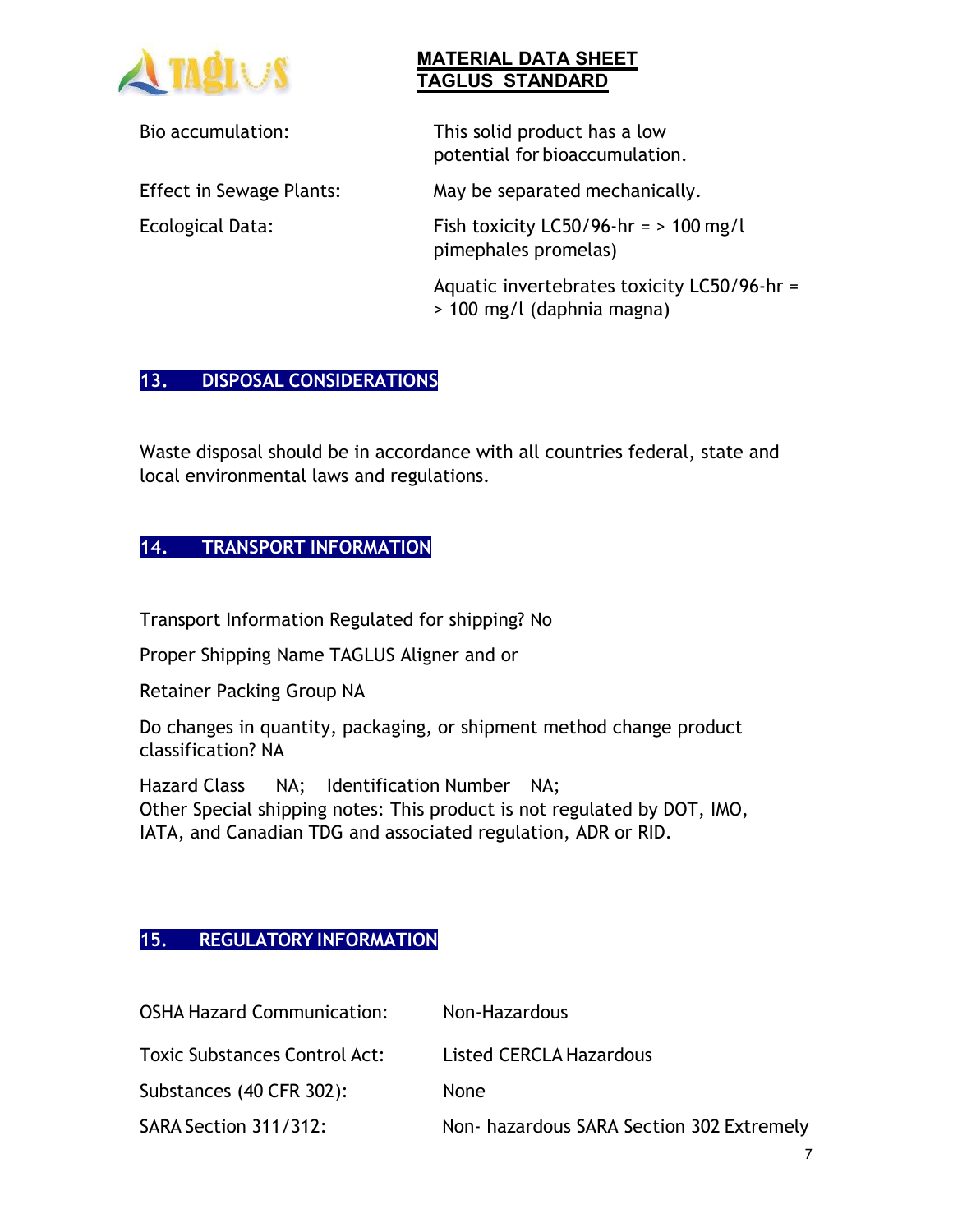| | |
|---|---|
| Bio accumulation: | This solid product has a low potential for bioaccumulation. |
| Effect in Sewage Plants: | May be separated mechanically. |
| Ecological Data: | Fish toxicity LC50/96-hr = > 100 mg/l pimephales promelas) |
| | Aquatic invertebrates toxicity LC50/96-hr = > 100 mg/l (daphnia magna) |

## 13. DISPOSAL CONSIDERATIONS

Waste disposal should be in accordance with all countries federal, state and local environmental laws and regulations.

## 14. TRANSPORT INFORMATION

Transport Information Regulated for shipping? No

Proper Shipping Name TAGLUS Aligner and or

Retainer Packing Group NA

Do changes in quantity, packaging, or shipment method change product classification? NA

Hazard Class NA; Identification Number NA;
Other Special shipping notes: This product is not regulated by DOT, IMO, IATA, and Canadian TDG and associated regulation, ADR or RID.

## 15. REGULATORY INFORMATION

| | |
|---|---|
| OSHA Hazard Communication: | Non-Hazardous |
| Toxic Substances Control Act: | Listed CERCLA Hazardous |
| Substances (40 CFR 302): | None |
| SARA Section 311/312: | Non- hazardous SARA Section 302 Extremely |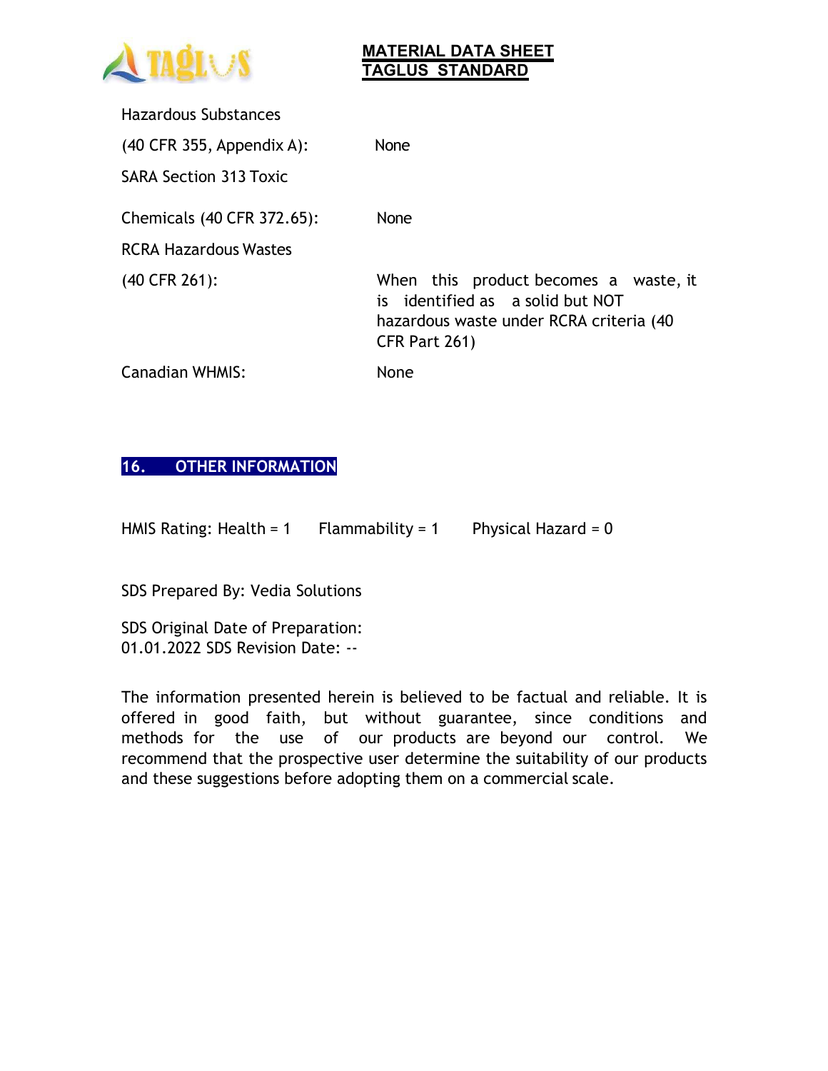Hazardous Substances

| | |
|---|---|
| (40 CFR 355, Appendix A): | None |
| SARA Section 313 Toxic Chemicals (40 CFR 372.65): | None |
| RCRA Hazardous Wastes (40 CFR 261): | When this product becomes a waste, it is identified as a solid but NOT hazardous waste under RCRA criteria (40 CFR Part 261) |
| Canadian WHMIS: | None |

## 16. OTHER INFORMATION

HMIS Rating: Health = 1 Flammability = 1 Physical Hazard = 0

SDS Prepared By: Vedia Solutions

SDS Original Date of Preparation: 01.01.2022 SDS Revision Date: --

The information presented herein is believed to be factual and reliable. It is offered in good faith, but without guarantee, since conditions and methods for the use of our products are beyond our control. We recommend that the prospective user determine the suitability of our products and these suggestions before adopting them on a commercial scale.